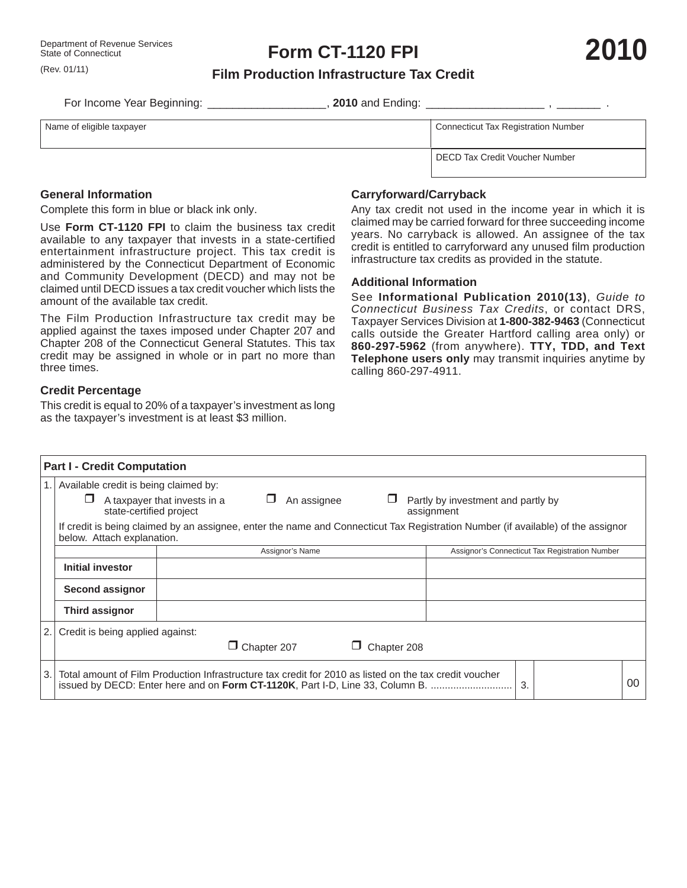Department of Revenue Services
State of Connecticut
(Rev. 01/11)

# Form CT-1120 FPI 2010

## Film Production Infrastructure Tax Credit

For Income Year Beginning: __________________, **2010** and Ending: __________________ , _______ .

| Name of eligible taxpayer | Connecticut Tax Registration Number |
|---|---|
| | DECD Tax Credit Voucher Number |

### General Information

Complete this form in blue or black ink only.

Use **Form CT-1120 FPI** to claim the business tax credit available to any taxpayer that invests in a state-certified entertainment infrastructure project. This tax credit is administered by the Connecticut Department of Economic and Community Development (DECD) and may not be claimed until DECD issues a tax credit voucher which lists the amount of the available tax credit.

The Film Production Infrastructure tax credit may be applied against the taxes imposed under Chapter 207 and Chapter 208 of the Connecticut General Statutes. This tax credit may be assigned in whole or in part no more than three times.

### Credit Percentage

This credit is equal to 20% of a taxpayer's investment as long as the taxpayer's investment is at least $3 million.

### Carryforward/Carryback

Any tax credit not used in the income year in which it is claimed may be carried forward for three succeeding income years. No carryback is allowed. An assignee of the tax credit is entitled to carryforward any unused film production infrastructure tax credits as provided in the statute.

### Additional Information

See **Informational Publication 2010(13)**, *Guide to Connecticut Business Tax Credits*, or contact DRS, Taxpayer Services Division at **1-800-382-9463** (Connecticut calls outside the Greater Hartford calling area only) or **860-297-5962** (from anywhere). **TTY, TDD, and Text Telephone users only** may transmit inquiries anytime by calling 860-297-4911.

### Part I - Credit Computation

1. Available credit is being claimed by:

☐ A taxpayer that invests in a state-certified project ☐ An assignee ☐ Partly by investment and partly by assignment

If credit is being claimed by an assignee, enter the name and Connecticut Tax Registration Number (if available) of the assignor below. Attach explanation.

| | Assignor's Name | Assignor's Connecticut Tax Registration Number |
|---|---|---|
| **Initial investor** | | |
| **Second assignor** | | |
| **Third assignor** | | |

2. Credit is being applied against:

☐ Chapter 207 ☐ Chapter 208

3. Total amount of Film Production Infrastructure tax credit for 2010 as listed on the tax credit voucher issued by DECD: Enter here and on **Form CT-1120K**, Part I-D, Line 33, Column B. ............................ 3. ________ 00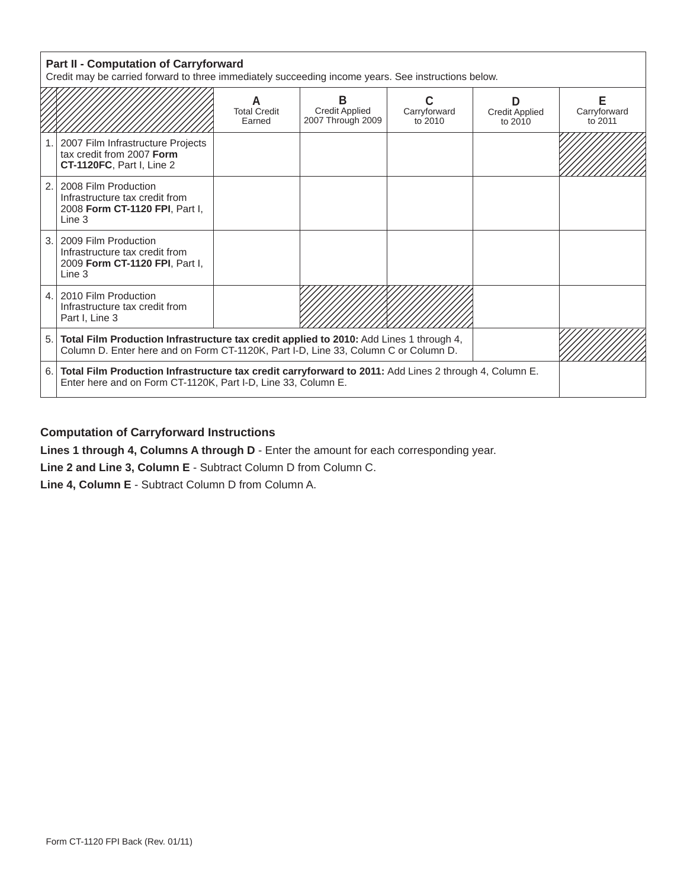**Part II - Computation of Carryforward**

Credit may be carried forward to three immediately succeeding income years. See instructions below.

| | | A Total Credit Earned | B Credit Applied 2007 Through 2009 | C Carryforward to 2010 | D Credit Applied to 2010 | E Carryforward to 2011 |
|---|---|---|---|---|---|---|
| 1. | 2007 Film Infrastructure Projects tax credit from 2007 **Form CT-1120FC**, Part I, Line 2 | | | | | |
| 2. | 2008 Film Production Infrastructure tax credit from 2008 **Form CT-1120 FPI**, Part I, Line 3 | | | | | |
| 3. | 2009 Film Production Infrastructure tax credit from 2009 **Form CT-1120 FPI**, Part I, Line 3 | | | | | |
| 4. | 2010 Film Production Infrastructure tax credit from Part I, Line 3 | | | | | |
| 5. | **Total Film Production Infrastructure tax credit applied to 2010:** Add Lines 1 through 4, Column D. Enter here and on Form CT-1120K, Part I-D, Line 33, Column C or Column D. | | | | | |
| 6. | **Total Film Production Infrastructure tax credit carryforward to 2011:** Add Lines 2 through 4, Column E. Enter here and on Form CT-1120K, Part I-D, Line 33, Column E. | | | | | |

### Computation of Carryforward Instructions

**Lines 1 through 4, Columns A through D** - Enter the amount for each corresponding year.

**Line 2 and Line 3, Column E** - Subtract Column D from Column C.

**Line 4, Column E** - Subtract Column D from Column A.

Form CT-1120 FPI Back (Rev. 01/11)